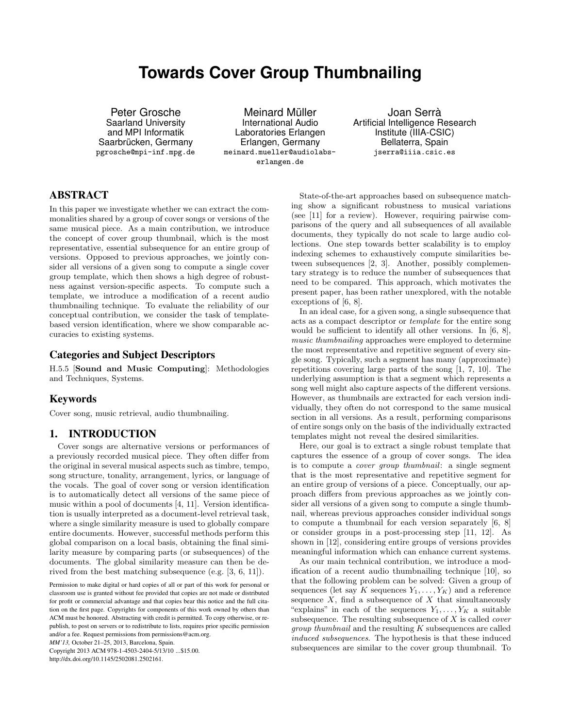# Towards Cover Group Thumbnailing

Peter Grosche
Saarland University
and MPI Informatik
Saarbrücken, Germany
pgrosche@mpi-inf.mpg.de

Meinard Müller
International Audio
Laboratories Erlangen
Erlangen, Germany
meinard.mueller@audiolabs-erlangen.de

Joan Serrà
Artificial Intelligence Research
Institute (IIIA-CSIC)
Bellaterra, Spain
jserra@iiia.csic.es

## ABSTRACT

In this paper we investigate whether we can extract the commonalities shared by a group of cover songs or versions of the same musical piece. As a main contribution, we introduce the concept of cover group thumbnail, which is the most representative, essential subsequence for an entire group of versions. Opposed to previous approaches, we jointly consider all versions of a given song to compute a single cover group template, which then shows a high degree of robustness against version-specific aspects. To compute such a template, we introduce a modification of a recent audio thumbnailing technique. To evaluate the reliability of our conceptual contribution, we consider the task of template-based version identification, where we show comparable accuracies to existing systems.

### Categories and Subject Descriptors

H.5.5 [**Sound and Music Computing**]: Methodologies and Techniques, Systems.

### Keywords

Cover song, music retrieval, audio thumbnailing.

## 1. INTRODUCTION

Cover songs are alternative versions or performances of a previously recorded musical piece. They often differ from the original in several musical aspects such as timbre, tempo, song structure, tonality, arrangement, lyrics, or language of the vocals. The goal of cover song or version identification is to automatically detect all versions of the same piece of music within a pool of documents [4, 11]. Version identification is usually interpreted as a document-level retrieval task, where a single similarity measure is used to globally compare entire documents. However, successful methods perform this global comparison on a local basis, obtaining the final similarity measure by comparing parts (or subsequences) of the documents. The global similarity measure can then be derived from the best matching subsequence (e.g. [3, 6, 11]).

Permission to make digital or hard copies of all or part of this work for personal or classroom use is granted without fee provided that copies are not made or distributed for profit or commercial advantage and that copies bear this notice and the full citation on the first page. Copyrights for components of this work owned by others than ACM must be honored. Abstracting with credit is permitted. To copy otherwise, or republish, to post on servers or to redistribute to lists, requires prior specific permission and/or a fee. Request permissions from permissions@acm.org.
*MM'13,* October 21–25, 2013, Barcelona, Spain.
Copyright 2013 ACM 978-1-4503-2404-5/13/10 ...$15.00.
http://dx.doi.org/10.1145/2502081.2502161.

State-of-the-art approaches based on subsequence matching show a significant robustness to musical variations (see [11] for a review). However, requiring pairwise comparisons of the query and all subsequences of all available documents, they typically do not scale to large audio collections. One step towards better scalability is to employ indexing schemes to exhaustively compute similarities between subsequences [2, 3]. Another, possibly complementary strategy is to reduce the number of subsequences that need to be compared. This approach, which motivates the present paper, has been rather unexplored, with the notable exceptions of [6, 8].

In an ideal case, for a given song, a single subsequence that acts as a compact descriptor or *template* for the entire song would be sufficient to identify all other versions. In [6, 8], *music thumbnailing* approaches were employed to determine the most representative and repetitive segment of every single song. Typically, such a segment has many (approximate) repetitions covering large parts of the song [1, 7, 10]. The underlying assumption is that a segment which represents a song well might also capture aspects of the different versions. However, as thumbnails are extracted for each version individually, they often do not correspond to the same musical section in all versions. As a result, performing comparisons of entire songs only on the basis of the individually extracted templates might not reveal the desired similarities.

Here, our goal is to extract a single robust template that captures the essence of a group of cover songs. The idea is to compute a *cover group thumbnail*: a single segment that is the most representative and repetitive segment for an entire group of versions of a piece. Conceptually, our approach differs from previous approaches as we jointly consider all versions of a given song to compute a single thumbnail, whereas previous approaches consider individual songs to compute a thumbnail for each version separately [6, 8] or consider groups in a post-processing step [11, 12]. As shown in [12], considering entire groups of versions provides meaningful information which can enhance current systems.

As our main technical contribution, we introduce a modification of a recent audio thumbnailing technique [10], so that the following problem can be solved: Given a group of sequences (let say $K$ sequences $Y_1, \ldots, Y_K$) and a reference sequence $X$, find a subsequence of $X$ that simultaneously "explains" in each of the sequences $Y_1, \ldots, Y_K$ a suitable subsequence. The resulting subsequence of $X$ is called *cover group thumbnail* and the resulting $K$ subsequences are called *induced subsequences*. The hypothesis is that these induced subsequences are similar to the cover group thumbnail. To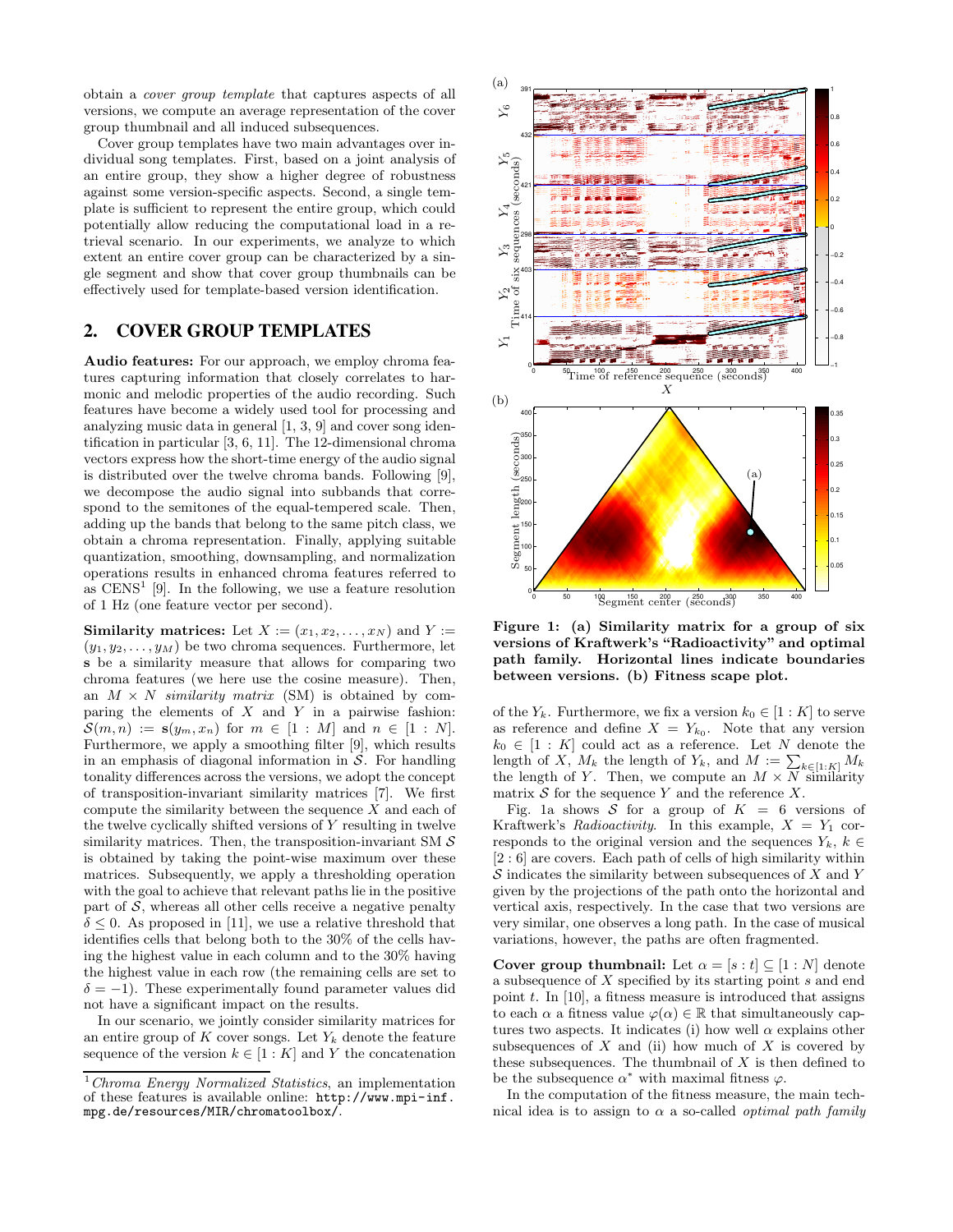obtain a *cover group template* that captures aspects of all versions, we compute an average representation of the cover group thumbnail and all induced subsequences.

Cover group templates have two main advantages over individual song templates. First, based on a joint analysis of an entire group, they show a higher degree of robustness against some version-specific aspects. Second, a single template is sufficient to represent the entire group, which could potentially allow reducing the computational load in a retrieval scenario. In our experiments, we analyze to which extent an entire cover group can be characterized by a single segment and show that cover group thumbnails can be effectively used for template-based version identification.

## 2. COVER GROUP TEMPLATES

**Audio features:** For our approach, we employ chroma features capturing information that closely correlates to harmonic and melodic properties of the audio recording. Such features have become a widely used tool for processing and analyzing music data in general [1, 3, 9] and cover song identification in particular [3, 6, 11]. The 12-dimensional chroma vectors express how the short-time energy of the audio signal is distributed over the twelve chroma bands. Following [9], we decompose the audio signal into subbands that correspond to the semitones of the equal-tempered scale. Then, adding up the bands that belong to the same pitch class, we obtain a chroma representation. Finally, applying suitable quantization, smoothing, downsampling, and normalization operations results in enhanced chroma features referred to as CENS[1] [9]. In the following, we use a feature resolution of 1 Hz (one feature vector per second).

**Similarity matrices:** Let $X := (x_1, x_2, \ldots, x_N)$ and $Y := (y_1, y_2, \ldots, y_M)$ be two chroma sequences. Furthermore, let $\mathbf{s}$ be a similarity measure that allows for comparing two chroma features (we here use the cosine measure). Then, an $M \times N$ *similarity matrix* (SM) is obtained by comparing the elements of $X$ and $Y$ in a pairwise fashion: $\mathcal{S}(m, n) := \mathbf{s}(y_m, x_n)$ for $m \in [1 : M]$ and $n \in [1 : N]$. Furthermore, we apply a smoothing filter [9], which results in an emphasis of diagonal information in $\mathcal{S}$. For handling tonality differences across the versions, we adopt the concept of transposition-invariant similarity matrices [7]. We first compute the similarity between the sequence $X$ and each of the twelve cyclically shifted versions of $Y$ resulting in twelve similarity matrices. Then, the transposition-invariant SM $\mathcal{S}$ is obtained by taking the point-wise maximum over these matrices. Subsequently, we apply a thresholding operation with the goal to achieve that relevant paths lie in the positive part of $\mathcal{S}$, whereas all other cells receive a negative penalty $\delta \leq 0$. As proposed in [11], we use a relative threshold that identifies cells that belong both to the 30% of the cells having the highest value in each column and to the 30% having the highest value in each row (the remaining cells are set to $\delta = -1$). These experimentally found parameter values did not have a significant impact on the results.

In our scenario, we jointly consider similarity matrices for an entire group of $K$ cover songs. Let $Y_k$ denote the feature sequence of the version $k \in [1 : K]$ and $Y$ the concatenation of the $Y_k$. Furthermore, we fix a version $k_0 \in [1 : K]$ to serve as reference and define $X = Y_{k_0}$. Note that any version $k_0 \in [1 : K]$ could act as a reference. Let $N$ denote the length of $X$, $M_k$ the length of $Y_k$, and $M := \sum_{k \in [1:K]} M_k$ the length of $Y$. Then, we compute an $M \times N$ similarity matrix $\mathcal{S}$ for the sequence $Y$ and the reference $X$.

**Figure 1: (a) Similarity matrix for a group of six versions of Kraftwerk's "Radioactivity" and optimal path family. Horizontal lines indicate boundaries between versions. (b) Fitness scape plot.**

Fig. 1a shows $\mathcal{S}$ for a group of $K = 6$ versions of Kraftwerk's *Radioactivity*. In this example, $X = Y_1$ corresponds to the original version and the sequences $Y_k$, $k \in [2 : 6]$ are covers. Each path of cells of high similarity within $\mathcal{S}$ indicates the similarity between subsequences of $X$ and $Y$ given by the projections of the path onto the horizontal and vertical axis, respectively. In the case that two versions are very similar, one observes a long path. In the case of musical variations, however, the paths are often fragmented.

**Cover group thumbnail:** Let $\alpha = [s : t] \subseteq [1 : N]$ denote a subsequence of $X$ specified by its starting point $s$ and end point $t$. In [10], a fitness measure is introduced that assigns to each $\alpha$ a fitness value $\varphi(\alpha) \in \mathbb{R}$ that simultaneously captures two aspects. It indicates (i) how well $\alpha$ explains other subsequences of $X$ and (ii) how much of $X$ is covered by these subsequences. The thumbnail of $X$ is then defined to be the subsequence $\alpha^*$ with maximal fitness $\varphi$.

In the computation of the fitness measure, the main technical idea is to assign to $\alpha$ a so-called *optimal path family*

[1] *Chroma Energy Normalized Statistics*, an implementation of these features is available online: `http://www.mpi-inf.mpg.de/resources/MIR/chromatoolbox/`.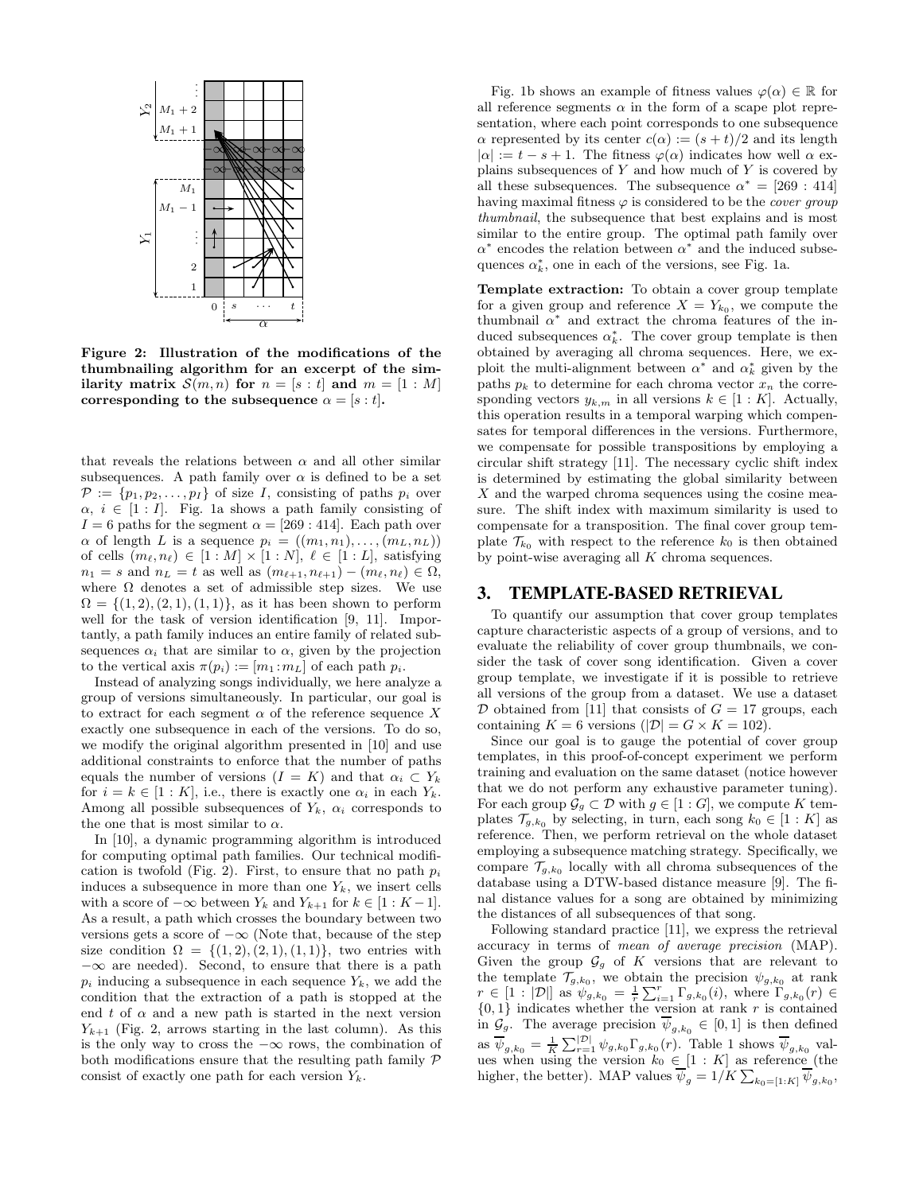**Figure 2: Illustration of the modifications of the thumbnailing algorithm for an excerpt of the similarity matrix $\mathcal{S}(m,n)$ for $n = [s:t]$ and $m = [1:M]$ corresponding to the subsequence $\alpha = [s:t]$.**

that reveals the relations between $\alpha$ and all other similar subsequences. A path family over $\alpha$ is defined to be a set $\mathcal{P} := \{p_1, p_2, \ldots, p_I\}$ of size $I$, consisting of paths $p_i$ over $\alpha$, $i \in [1:I]$. Fig. 1a shows a path family consisting of $I = 6$ paths for the segment $\alpha = [269:414]$. Each path over $\alpha$ of length $L$ is a sequence $p_i = ((m_1, n_1), \ldots, (m_L, n_L))$ of cells $(m_\ell, n_\ell) \in [1:M] \times [1:N]$, $\ell \in [1:L]$, satisfying $n_1 = s$ and $n_L = t$ as well as $(m_{\ell+1}, n_{\ell+1}) - (m_\ell, n_\ell) \in \Omega$, where $\Omega$ denotes a set of admissible step sizes. We use $\Omega = \{(1,2),(2,1),(1,1)\}$, as it has been shown to perform well for the task of version identification [9, 11]. Importantly, a path family induces an entire family of related subsequences $\alpha_i$ that are similar to $\alpha$, given by the projection to the vertical axis $\pi(p_i) := [m_1 : m_L]$ of each path $p_i$.

Instead of analyzing songs individually, we here analyze a group of versions simultaneously. In particular, our goal is to extract for each segment $\alpha$ of the reference sequence $X$ exactly one subsequence in each of the versions. To do so, we modify the original algorithm presented in [10] and use additional constraints to enforce that the number of paths equals the number of versions ($I = K$) and that $\alpha_i \subset Y_k$ for $i = k \in [1:K]$, i.e., there is exactly one $\alpha_i$ in each $Y_k$. Among all possible subsequences of $Y_k$, $\alpha_i$ corresponds to the one that is most similar to $\alpha$.

In [10], a dynamic programming algorithm is introduced for computing optimal path families. Our technical modification is twofold (Fig. 2). First, to ensure that no path $p_i$ induces a subsequence in more than one $Y_k$, we insert cells with a score of $-\infty$ between $Y_k$ and $Y_{k+1}$ for $k \in [1:K-1]$. As a result, a path which crosses the boundary between two versions gets a score of $-\infty$ (Note that, because of the step size condition $\Omega = \{(1,2),(2,1),(1,1)\}$, two entries with $-\infty$ are needed). Second, to ensure that there is a path $p_i$ inducing a subsequence in each sequence $Y_k$, we add the condition that the extraction of a path is stopped at the end $t$ of $\alpha$ and a new path is started in the next version $Y_{k+1}$ (Fig. 2, arrows starting in the last column). As this is the only way to cross the $-\infty$ rows, the combination of both modifications ensure that the resulting path family $\mathcal{P}$ consist of exactly one path for each version $Y_k$.

Fig. 1b shows an example of fitness values $\varphi(\alpha) \in \mathbb{R}$ for all reference segments $\alpha$ in the form of a scape plot representation, where each point corresponds to one subsequence $\alpha$ represented by its center $c(\alpha) := (s+t)/2$ and its length $|\alpha| := t - s + 1$. The fitness $\varphi(\alpha)$ indicates how well $\alpha$ explains subsequences of $Y$ and how much of $Y$ is covered by all these subsequences. The subsequence $\alpha^* = [269:414]$ having maximal fitness $\varphi$ is considered to be the *cover group thumbnail*, the subsequence that best explains and is most similar to the entire group. The optimal path family over $\alpha^*$ encodes the relation between $\alpha^*$ and the induced subsequences $\alpha^*_k$, one in each of the versions, see Fig. 1a.

**Template extraction:** To obtain a cover group template for a given group and reference $X = Y_{k_0}$, we compute the thumbnail $\alpha^*$ and extract the chroma features of the induced subsequences $\alpha^*_k$. The cover group template is then obtained by averaging all chroma sequences. Here, we exploit the multi-alignment between $\alpha^*$ and $\alpha^*_k$ given by the paths $p_k$ to determine for each chroma vector $x_n$ the corresponding vectors $y_{k,m}$ in all versions $k \in [1:K]$. Actually, this operation results in a temporal warping which compensates for temporal differences in the versions. Furthermore, we compensate for possible transpositions by employing a circular shift strategy [11]. The necessary cyclic shift index is determined by estimating the global similarity between $X$ and the warped chroma sequences using the cosine measure. The shift index with maximum similarity is used to compensate for a transposition. The final cover group template $\mathcal{T}_{k_0}$ with respect to the reference $k_0$ is then obtained by point-wise averaging all $K$ chroma sequences.

## 3. TEMPLATE-BASED RETRIEVAL

To quantify our assumption that cover group templates capture characteristic aspects of a group of versions, and to evaluate the reliability of cover group thumbnails, we consider the task of cover song identification. Given a cover group template, we investigate if it is possible to retrieve all versions of the group from a dataset. We use a dataset $\mathcal{D}$ obtained from [11] that consists of $G = 17$ groups, each containing $K = 6$ versions ($|\mathcal{D}| = G \times K = 102$).

Since our goal is to gauge the potential of cover group templates, in this proof-of-concept experiment we perform training and evaluation on the same dataset (notice however that we do not perform any exhaustive parameter tuning). For each group $\mathcal{G}_g \subset \mathcal{D}$ with $g \in [1:G]$, we compute $K$ templates $\mathcal{T}_{g,k_0}$ by selecting, in turn, each song $k_0 \in [1:K]$ as reference. Then, we perform retrieval on the whole dataset employing a subsequence matching strategy. Specifically, we compare $\mathcal{T}_{g,k_0}$ locally with all chroma subsequences of the database using a DTW-based distance measure [9]. The final distance values for a song are obtained by minimizing the distances of all subsequences of that song.

Following standard practice [11], we express the retrieval accuracy in terms of *mean of average precision* (MAP). Given the group $\mathcal{G}_g$ of $K$ versions that are relevant to the template $\mathcal{T}_{g,k_0}$, we obtain the precision $\psi_{g,k_0}$ at rank $r \in [1:|\mathcal{D}|]$ as $\psi_{g,k_0} = \frac{1}{r}\sum_{i=1}^{r}\Gamma_{g,k_0}(i)$, where $\Gamma_{g,k_0}(r) \in \{0,1\}$ indicates whether the version at rank $r$ is contained in $\mathcal{G}_g$. The average precision $\overline{\psi}_{g,k_0} \in [0,1]$ is then defined as $\overline{\psi}_{g,k_0} = \frac{1}{K}\sum_{r=1}^{|\mathcal{D}|}\psi_{g,k_0}\Gamma_{g,k_0}(r)$. Table 1 shows $\overline{\psi}_{g,k_0}$ values when using the version $k_0 \in [1:K]$ as reference (the higher, the better). MAP values $\overline{\psi}_g = 1/K\sum_{k_0=[1:K]}\overline{\psi}_{g,k_0}$,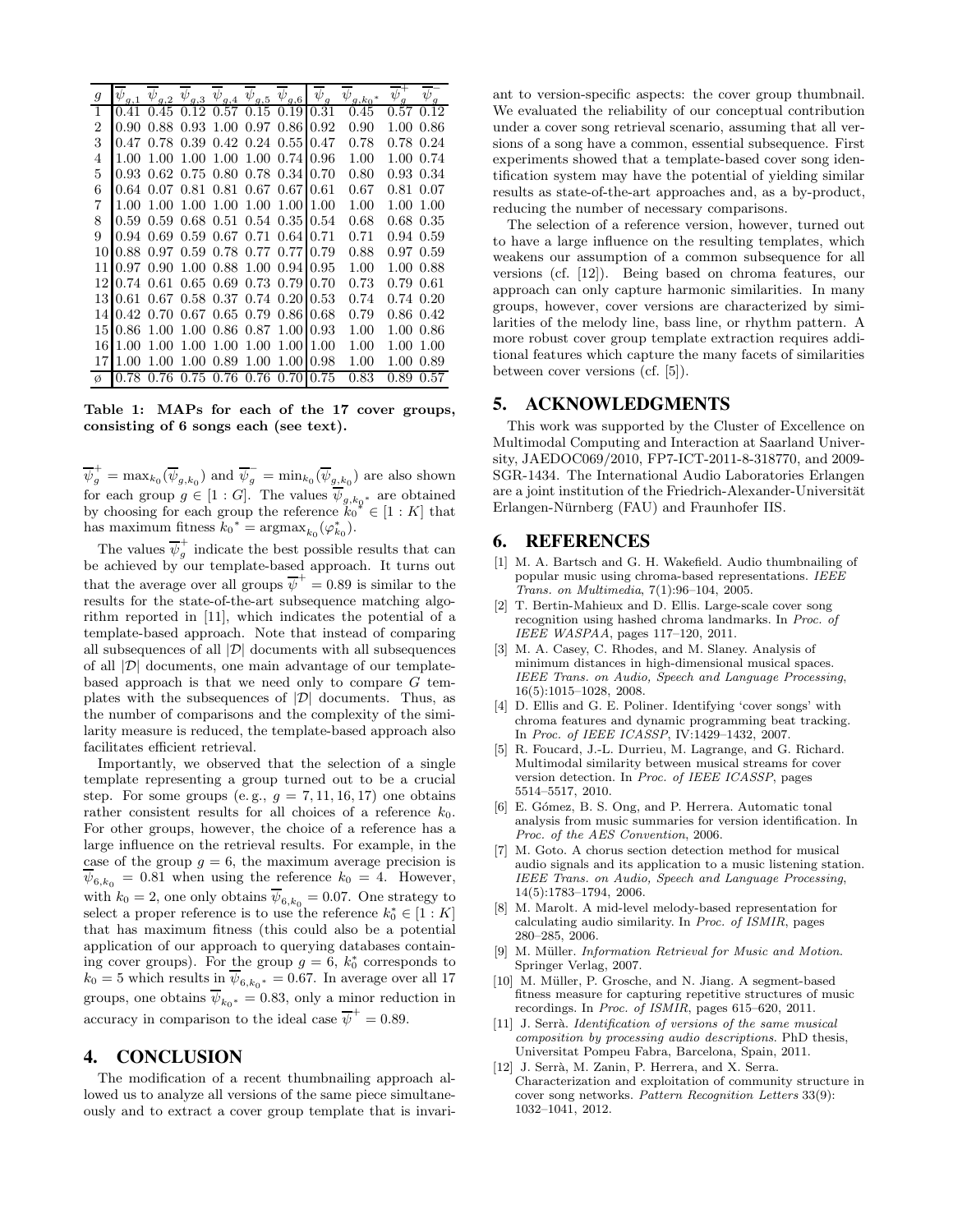| $g$ | $\overline{\psi}_{g,1}$ | $\overline{\psi}_{g,2}$ | $\overline{\psi}_{g,3}$ | $\overline{\psi}_{g,4}$ | $\overline{\psi}_{g,5}$ | $\overline{\psi}_{g,6}$ | $\overline{\psi}_{g}$ | $\overline{\psi}_{g,k_0{}^*}$ | $\overline{\psi}_{g}^{+}$ | $\overline{\psi}_{g}^{-}$ |
|---|---|---|---|---|---|---|---|---|---|---|
| 1 | 0.41 | 0.45 | 0.12 | 0.57 | 0.15 | 0.19 | 0.31 | 0.45 | 0.57 | 0.12 |
| 2 | 0.90 | 0.88 | 0.93 | 1.00 | 0.97 | 0.86 | 0.92 | 0.90 | 1.00 | 0.86 |
| 3 | 0.47 | 0.78 | 0.39 | 0.42 | 0.24 | 0.55 | 0.47 | 0.78 | 0.78 | 0.24 |
| 4 | 1.00 | 1.00 | 1.00 | 1.00 | 1.00 | 0.74 | 0.96 | 1.00 | 1.00 | 0.74 |
| 5 | 0.93 | 0.62 | 0.75 | 0.80 | 0.78 | 0.34 | 0.70 | 0.80 | 0.93 | 0.34 |
| 6 | 0.64 | 0.07 | 0.81 | 0.81 | 0.67 | 0.67 | 0.61 | 0.67 | 0.81 | 0.07 |
| 7 | 1.00 | 1.00 | 1.00 | 1.00 | 1.00 | 1.00 | 1.00 | 1.00 | 1.00 | 1.00 |
| 8 | 0.59 | 0.59 | 0.68 | 0.51 | 0.54 | 0.35 | 0.54 | 0.68 | 0.68 | 0.35 |
| 9 | 0.94 | 0.69 | 0.59 | 0.67 | 0.71 | 0.64 | 0.71 | 0.71 | 0.94 | 0.59 |
| 10 | 0.88 | 0.97 | 0.59 | 0.78 | 0.77 | 0.77 | 0.79 | 0.88 | 0.97 | 0.59 |
| 11 | 0.97 | 0.90 | 1.00 | 0.88 | 1.00 | 0.94 | 0.95 | 1.00 | 1.00 | 0.88 |
| 12 | 0.74 | 0.61 | 0.65 | 0.69 | 0.73 | 0.79 | 0.70 | 0.73 | 0.79 | 0.61 |
| 13 | 0.61 | 0.67 | 0.58 | 0.37 | 0.74 | 0.20 | 0.53 | 0.74 | 0.74 | 0.20 |
| 14 | 0.42 | 0.70 | 0.67 | 0.65 | 0.79 | 0.86 | 0.68 | 0.79 | 0.86 | 0.42 |
| 15 | 0.86 | 1.00 | 1.00 | 0.86 | 0.87 | 1.00 | 0.93 | 1.00 | 1.00 | 0.86 |
| 16 | 1.00 | 1.00 | 1.00 | 1.00 | 1.00 | 1.00 | 1.00 | 1.00 | 1.00 | 1.00 |
| 17 | 1.00 | 1.00 | 1.00 | 0.89 | 1.00 | 1.00 | 0.98 | 1.00 | 1.00 | 0.89 |
| ø | 0.78 | 0.76 | 0.75 | 0.76 | 0.76 | 0.70 | 0.75 | 0.83 | 0.89 | 0.57 |

**Table 1: MAPs for each of the 17 cover groups, consisting of 6 songs each (see text).**

$\overline{\psi}_g^+ = \max_{k_0}(\overline{\psi}_{g,k_0})$ and $\overline{\psi}_g^- = \min_{k_0}(\overline{\psi}_{g,k_0})$ are also shown for each group $g \in [1:G]$. The values $\overline{\psi}_{g,k_0{}^*}$ are obtained by choosing for each group the reference $k_0{}^* \in [1:K]$ that has maximum fitness $k_0{}^* = \mathrm{argmax}_{k_0}(\varphi^*_{k_0})$.

The values $\overline{\psi}_g^+$ indicate the best possible results that can be achieved by our template-based approach. It turns out that the average over all groups $\overline{\psi}^+ = 0.89$ is similar to the results for the state-of-the-art subsequence matching algorithm reported in [11], which indicates the potential of a template-based approach. Note that instead of comparing all subsequences of all $|\mathcal{D}|$ documents with all subsequences of all $|\mathcal{D}|$ documents, one main advantage of our template-based approach is that we need only to compare $G$ templates with the subsequences of $|\mathcal{D}|$ documents. Thus, as the number of comparisons and the complexity of the similarity measure is reduced, the template-based approach also facilitates efficient retrieval.

Importantly, we observed that the selection of a single template representing a group turned out to be a crucial step. For some groups (e.g., $g = 7, 11, 16, 17$) one obtains rather consistent results for all choices of a reference $k_0$. For other groups, however, the choice of a reference has a large influence on the retrieval results. For example, in the case of the group $g = 6$, the maximum average precision is $\overline{\psi}_{6,k_0} = 0.81$ when using the reference $k_0 = 4$. However, with $k_0 = 2$, one only obtains $\overline{\psi}_{6,k_0} = 0.07$. One strategy to select a proper reference is to use the reference $k_0^* \in [1:K]$ that has maximum fitness (this could also be a potential application of our approach to querying databases containing cover groups). For the group $g = 6$, $k_0^*$ corresponds to $k_0 = 5$ which results in $\overline{\psi}_{6,k_0{}^*} = 0.67$. In average over all 17 groups, one obtains $\overline{\psi}_{k_0{}^*} = 0.83$, only a minor reduction in accuracy in comparison to the ideal case $\overline{\psi}^+ = 0.89$.

## 4. CONCLUSION

The modification of a recent thumbnailing approach allowed us to analyze all versions of the same piece simultaneously and to extract a cover group template that is invariant to version-specific aspects: the cover group thumbnail. We evaluated the reliability of our conceptual contribution under a cover song retrieval scenario, assuming that all versions of a song have a common, essential subsequence. First experiments showed that a template-based cover song identification system may have the potential of yielding similar results as state-of-the-art approaches and, as a by-product, reducing the number of necessary comparisons.

The selection of a reference version, however, turned out to have a large influence on the resulting templates, which weakens our assumption of a common subsequence for all versions (cf. [12]). Being based on chroma features, our approach can only capture harmonic similarities. In many groups, however, cover versions are characterized by similarities of the melody line, bass line, or rhythm pattern. A more robust cover group template extraction requires additional features which capture the many facets of similarities between cover versions (cf. [5]).

## 5. ACKNOWLEDGMENTS

This work was supported by the Cluster of Excellence on Multimodal Computing and Interaction at Saarland University, JAEDOC069/2010, FP7-ICT-2011-8-318770, and 2009-SGR-1434. The International Audio Laboratories Erlangen are a joint institution of the Friedrich-Alexander-Universität Erlangen-Nürnberg (FAU) and Fraunhofer IIS.

## 6. REFERENCES

- [1] M. A. Bartsch and G. H. Wakefield. Audio thumbnailing of popular music using chroma-based representations. *IEEE Trans. on Multimedia*, 7(1):96–104, 2005.
- [2] T. Bertin-Mahieux and D. Ellis. Large-scale cover song recognition using hashed chroma landmarks. In *Proc. of IEEE WASPAA*, pages 117–120, 2011.
- [3] M. A. Casey, C. Rhodes, and M. Slaney. Analysis of minimum distances in high-dimensional musical spaces. *IEEE Trans. on Audio, Speech and Language Processing*, 16(5):1015–1028, 2008.
- [4] D. Ellis and G. E. Poliner. Identifying 'cover songs' with chroma features and dynamic programming beat tracking. In *Proc. of IEEE ICASSP*, IV:1429–1432, 2007.
- [5] R. Foucard, J.-L. Durrieu, M. Lagrange, and G. Richard. Multimodal similarity between musical streams for cover version detection. In *Proc. of IEEE ICASSP*, pages 5514–5517, 2010.
- [6] E. Gómez, B. S. Ong, and P. Herrera. Automatic tonal analysis from music summaries for version identification. In *Proc. of the AES Convention*, 2006.
- [7] M. Goto. A chorus section detection method for musical audio signals and its application to a music listening station. *IEEE Trans. on Audio, Speech and Language Processing*, 14(5):1783–1794, 2006.
- [8] M. Marolt. A mid-level melody-based representation for calculating audio similarity. In *Proc. of ISMIR*, pages 280–285, 2006.
- [9] M. Müller. *Information Retrieval for Music and Motion*. Springer Verlag, 2007.
- [10] M. Müller, P. Grosche, and N. Jiang. A segment-based fitness measure for capturing repetitive structures of music recordings. In *Proc. of ISMIR*, pages 615–620, 2011.
- [11] J. Serrà. *Identification of versions of the same musical composition by processing audio descriptions*. PhD thesis, Universitat Pompeu Fabra, Barcelona, Spain, 2011.
- [12] J. Serrà, M. Zanin, P. Herrera, and X. Serra. Characterization and exploitation of community structure in cover song networks. *Pattern Recognition Letters* 33(9): 1032–1041, 2012.